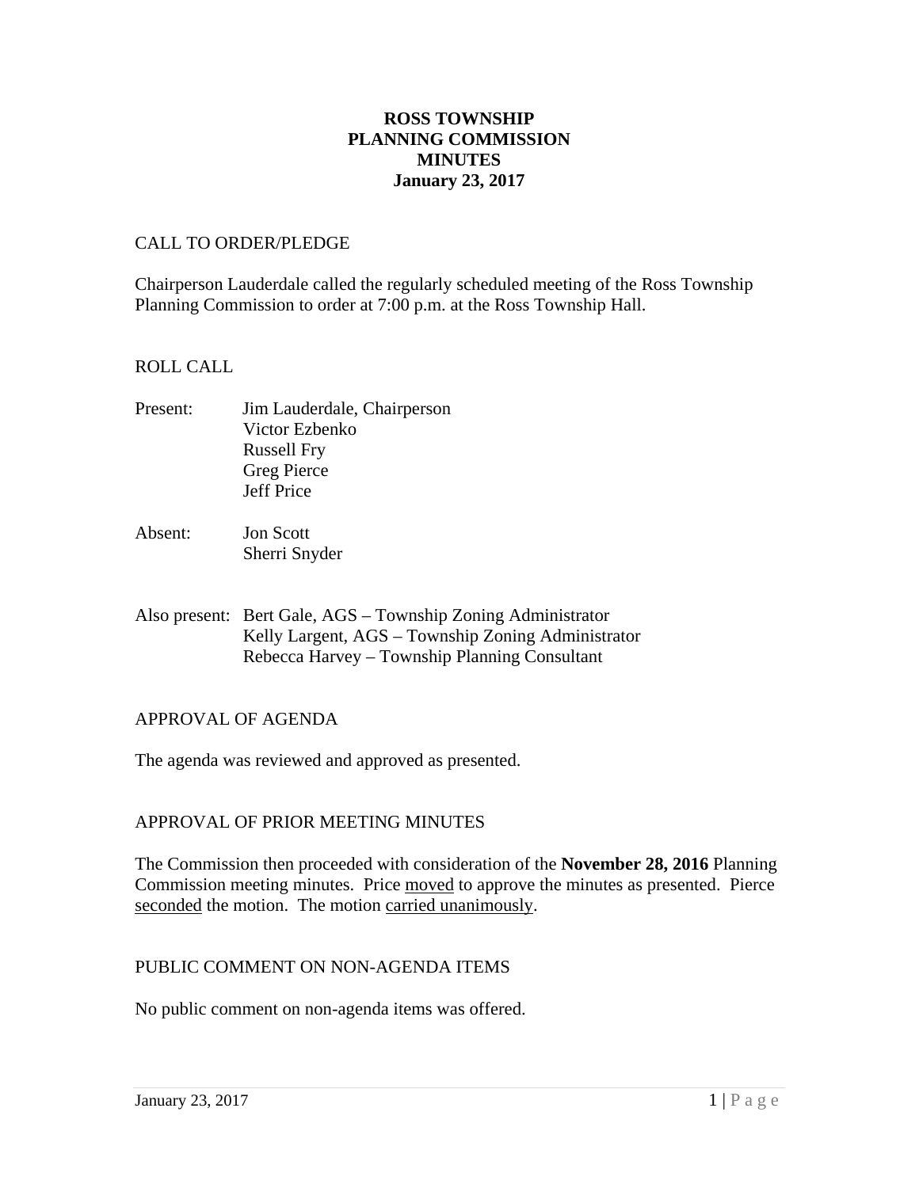# ROSS TOWNSHIP
# PLANNING COMMISSION
# MINUTES
# January 23, 2017

CALL TO ORDER/PLEDGE

Chairperson Lauderdale called the regularly scheduled meeting of the Ross Township Planning Commission to order at 7:00 p.m. at the Ross Township Hall.

ROLL CALL

Present: Jim Lauderdale, Chairperson
Victor Ezbenko
Russell Fry
Greg Pierce
Jeff Price

Absent: Jon Scott
Sherri Snyder

Also present: Bert Gale, AGS – Township Zoning Administrator
Kelly Largent, AGS – Township Zoning Administrator
Rebecca Harvey – Township Planning Consultant

APPROVAL OF AGENDA

The agenda was reviewed and approved as presented.

APPROVAL OF PRIOR MEETING MINUTES

The Commission then proceeded with consideration of the **November 28, 2016** Planning Commission meeting minutes. Price moved to approve the minutes as presented. Pierce seconded the motion. The motion carried unanimously.

PUBLIC COMMENT ON NON-AGENDA ITEMS

No public comment on non-agenda items was offered.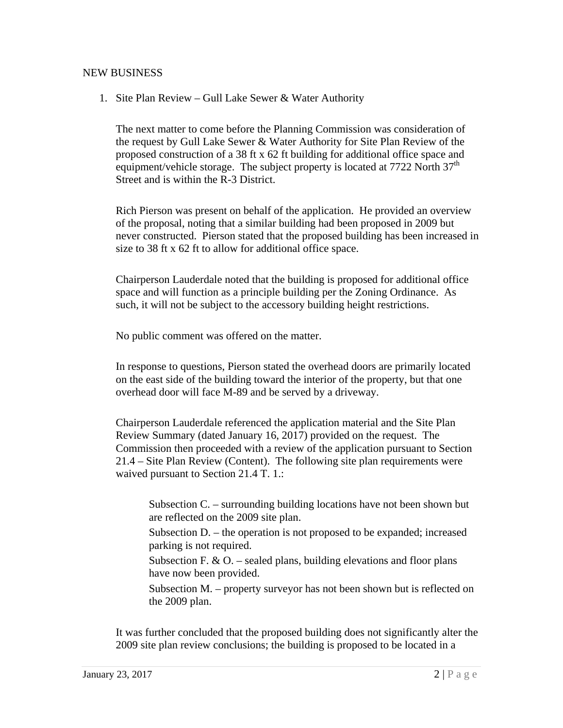NEW BUSINESS

1. Site Plan Review – Gull Lake Sewer & Water Authority

   The next matter to come before the Planning Commission was consideration of the request by Gull Lake Sewer & Water Authority for Site Plan Review of the proposed construction of a 38 ft x 62 ft building for additional office space and equipment/vehicle storage. The subject property is located at 7722 North 37th Street and is within the R-3 District.

   Rich Pierson was present on behalf of the application. He provided an overview of the proposal, noting that a similar building had been proposed in 2009 but never constructed. Pierson stated that the proposed building has been increased in size to 38 ft x 62 ft to allow for additional office space.

   Chairperson Lauderdale noted that the building is proposed for additional office space and will function as a principle building per the Zoning Ordinance. As such, it will not be subject to the accessory building height restrictions.

   No public comment was offered on the matter.

   In response to questions, Pierson stated the overhead doors are primarily located on the east side of the building toward the interior of the property, but that one overhead door will face M-89 and be served by a driveway.

   Chairperson Lauderdale referenced the application material and the Site Plan Review Summary (dated January 16, 2017) provided on the request. The Commission then proceeded with a review of the application pursuant to Section 21.4 – Site Plan Review (Content). The following site plan requirements were waived pursuant to Section 21.4 T. 1.:

   > Subsection C. – surrounding building locations have not been shown but are reflected on the 2009 site plan.
   >
   > Subsection D. – the operation is not proposed to be expanded; increased parking is not required.
   >
   > Subsection F. & O. – sealed plans, building elevations and floor plans have now been provided.
   >
   > Subsection M. – property surveyor has not been shown but is reflected on the 2009 plan.

   It was further concluded that the proposed building does not significantly alter the 2009 site plan review conclusions; the building is proposed to be located in a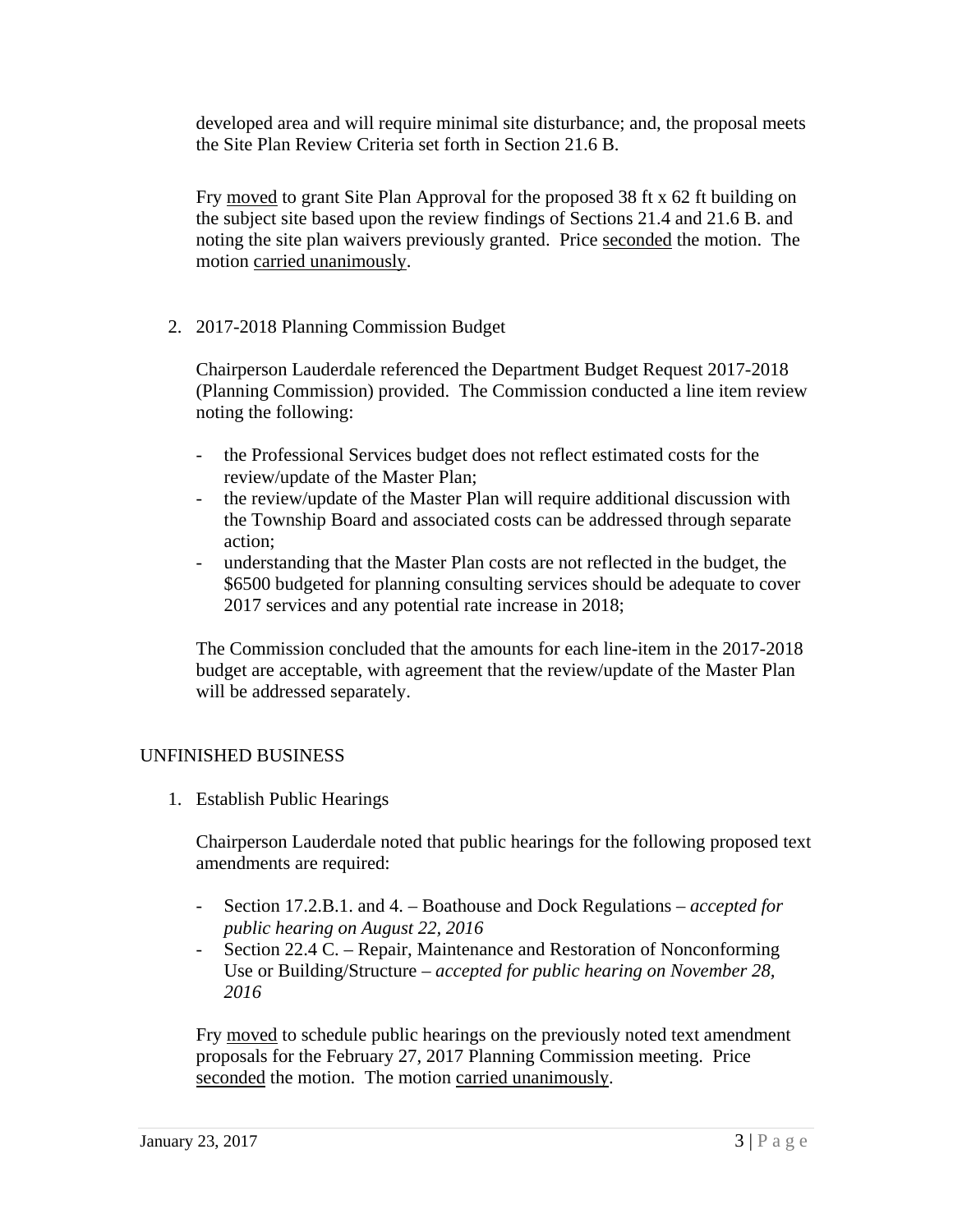developed area and will require minimal site disturbance; and, the proposal meets the Site Plan Review Criteria set forth in Section 21.6 B.

Fry moved to grant Site Plan Approval for the proposed 38 ft x 62 ft building on the subject site based upon the review findings of Sections 21.4 and 21.6 B. and noting the site plan waivers previously granted. Price seconded the motion. The motion carried unanimously.

2. 2017-2018 Planning Commission Budget

   Chairperson Lauderdale referenced the Department Budget Request 2017-2018 (Planning Commission) provided. The Commission conducted a line item review noting the following:

   - the Professional Services budget does not reflect estimated costs for the review/update of the Master Plan;
   - the review/update of the Master Plan will require additional discussion with the Township Board and associated costs can be addressed through separate action;
   - understanding that the Master Plan costs are not reflected in the budget, the $6500 budgeted for planning consulting services should be adequate to cover 2017 services and any potential rate increase in 2018;

   The Commission concluded that the amounts for each line-item in the 2017-2018 budget are acceptable, with agreement that the review/update of the Master Plan will be addressed separately.

UNFINISHED BUSINESS

1. Establish Public Hearings

   Chairperson Lauderdale noted that public hearings for the following proposed text amendments are required:

   - Section 17.2.B.1. and 4. – Boathouse and Dock Regulations – *accepted for public hearing on August 22, 2016*
   - Section 22.4 C. – Repair, Maintenance and Restoration of Nonconforming Use or Building/Structure – *accepted for public hearing on November 28, 2016*

   Fry moved to schedule public hearings on the previously noted text amendment proposals for the February 27, 2017 Planning Commission meeting. Price seconded the motion. The motion carried unanimously.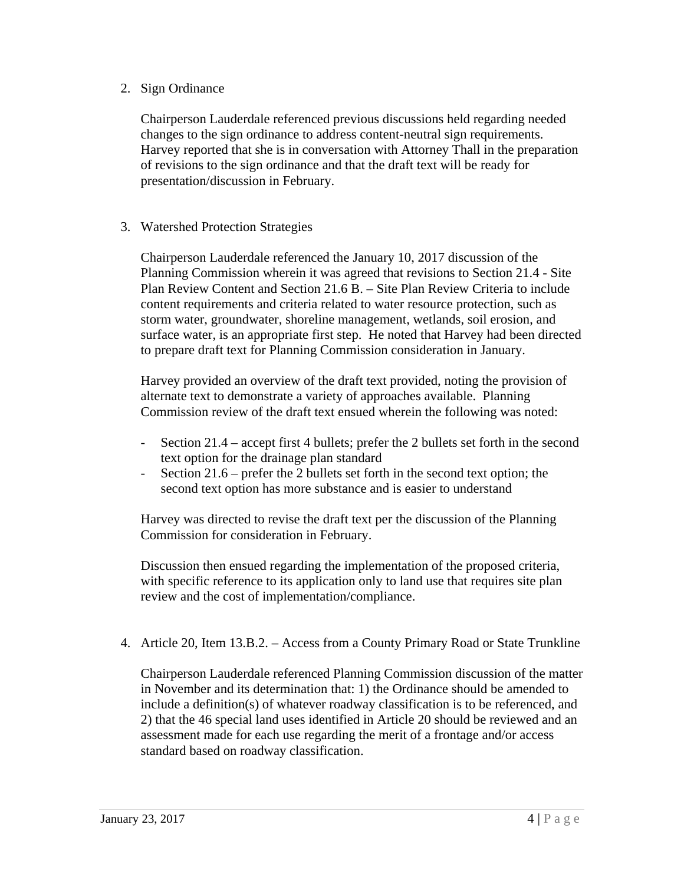2. Sign Ordinance

   Chairperson Lauderdale referenced previous discussions held regarding needed changes to the sign ordinance to address content-neutral sign requirements. Harvey reported that she is in conversation with Attorney Thall in the preparation of revisions to the sign ordinance and that the draft text will be ready for presentation/discussion in February.

3. Watershed Protection Strategies

   Chairperson Lauderdale referenced the January 10, 2017 discussion of the Planning Commission wherein it was agreed that revisions to Section 21.4 - Site Plan Review Content and Section 21.6 B. – Site Plan Review Criteria to include content requirements and criteria related to water resource protection, such as storm water, groundwater, shoreline management, wetlands, soil erosion, and surface water, is an appropriate first step. He noted that Harvey had been directed to prepare draft text for Planning Commission consideration in January.

   Harvey provided an overview of the draft text provided, noting the provision of alternate text to demonstrate a variety of approaches available. Planning Commission review of the draft text ensued wherein the following was noted:

   - Section 21.4 – accept first 4 bullets; prefer the 2 bullets set forth in the second text option for the drainage plan standard
   - Section 21.6 – prefer the 2 bullets set forth in the second text option; the second text option has more substance and is easier to understand

   Harvey was directed to revise the draft text per the discussion of the Planning Commission for consideration in February.

   Discussion then ensued regarding the implementation of the proposed criteria, with specific reference to its application only to land use that requires site plan review and the cost of implementation/compliance.

4. Article 20, Item 13.B.2. – Access from a County Primary Road or State Trunkline

   Chairperson Lauderdale referenced Planning Commission discussion of the matter in November and its determination that: 1) the Ordinance should be amended to include a definition(s) of whatever roadway classification is to be referenced, and 2) that the 46 special land uses identified in Article 20 should be reviewed and an assessment made for each use regarding the merit of a frontage and/or access standard based on roadway classification.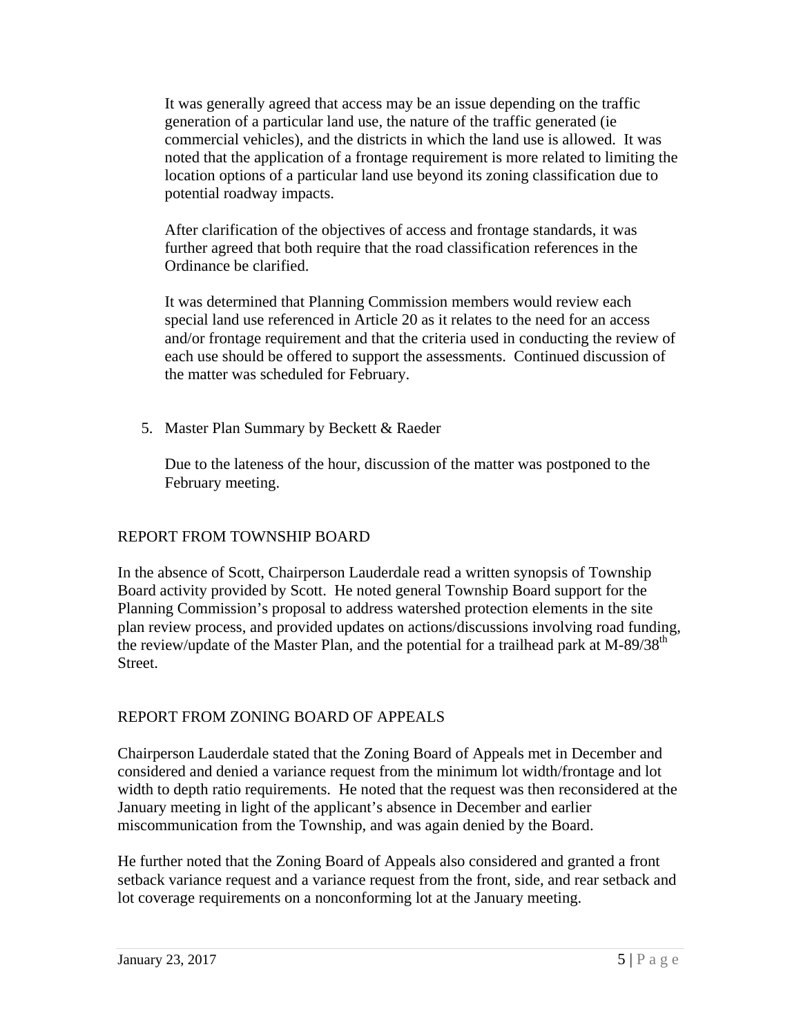It was generally agreed that access may be an issue depending on the traffic generation of a particular land use, the nature of the traffic generated (ie commercial vehicles), and the districts in which the land use is allowed. It was noted that the application of a frontage requirement is more related to limiting the location options of a particular land use beyond its zoning classification due to potential roadway impacts.

After clarification of the objectives of access and frontage standards, it was further agreed that both require that the road classification references in the Ordinance be clarified.

It was determined that Planning Commission members would review each special land use referenced in Article 20 as it relates to the need for an access and/or frontage requirement and that the criteria used in conducting the review of each use should be offered to support the assessments. Continued discussion of the matter was scheduled for February.

5. Master Plan Summary by Beckett & Raeder

   Due to the lateness of the hour, discussion of the matter was postponed to the February meeting.

## REPORT FROM TOWNSHIP BOARD

In the absence of Scott, Chairperson Lauderdale read a written synopsis of Township Board activity provided by Scott. He noted general Township Board support for the Planning Commission's proposal to address watershed protection elements in the site plan review process, and provided updates on actions/discussions involving road funding, the review/update of the Master Plan, and the potential for a trailhead park at M-89/38th Street.

## REPORT FROM ZONING BOARD OF APPEALS

Chairperson Lauderdale stated that the Zoning Board of Appeals met in December and considered and denied a variance request from the minimum lot width/frontage and lot width to depth ratio requirements. He noted that the request was then reconsidered at the January meeting in light of the applicant's absence in December and earlier miscommunication from the Township, and was again denied by the Board.

He further noted that the Zoning Board of Appeals also considered and granted a front setback variance request and a variance request from the front, side, and rear setback and lot coverage requirements on a nonconforming lot at the January meeting.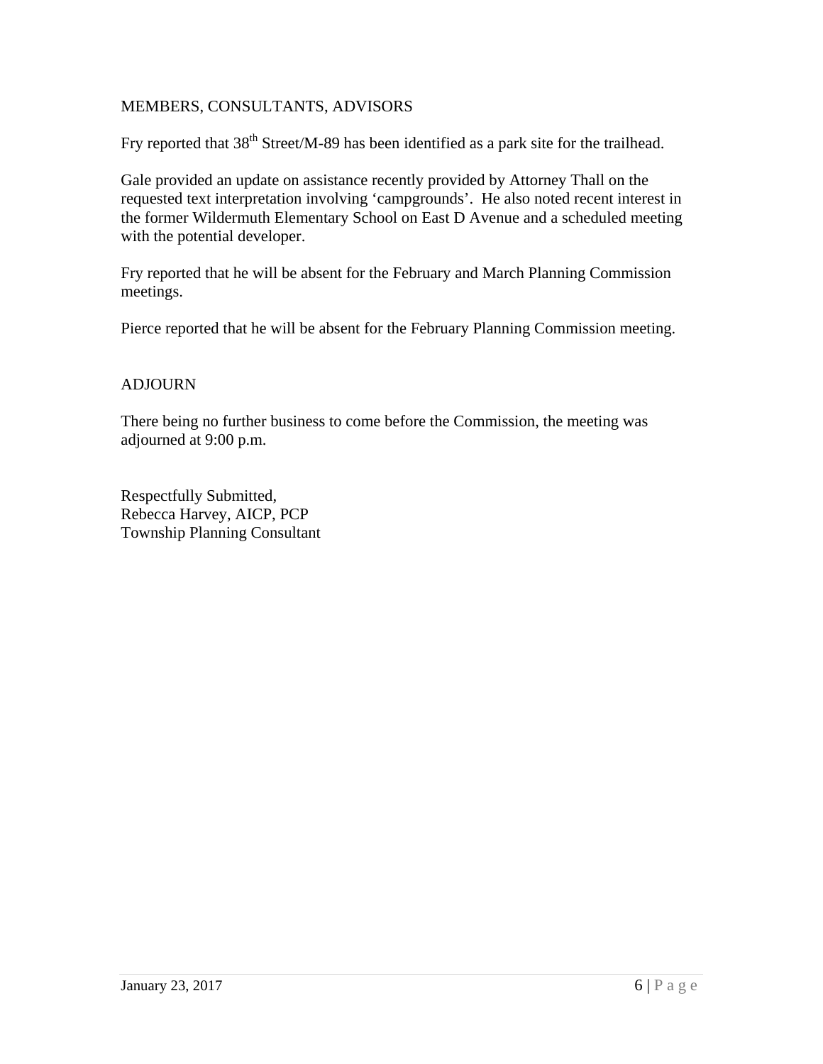MEMBERS, CONSULTANTS, ADVISORS

Fry reported that 38th Street/M-89 has been identified as a park site for the trailhead.

Gale provided an update on assistance recently provided by Attorney Thall on the requested text interpretation involving 'campgrounds'. He also noted recent interest in the former Wildermuth Elementary School on East D Avenue and a scheduled meeting with the potential developer.

Fry reported that he will be absent for the February and March Planning Commission meetings.

Pierce reported that he will be absent for the February Planning Commission meeting.

ADJOURN

There being no further business to come before the Commission, the meeting was adjourned at 9:00 p.m.

Respectfully Submitted,
Rebecca Harvey, AICP, PCP
Township Planning Consultant